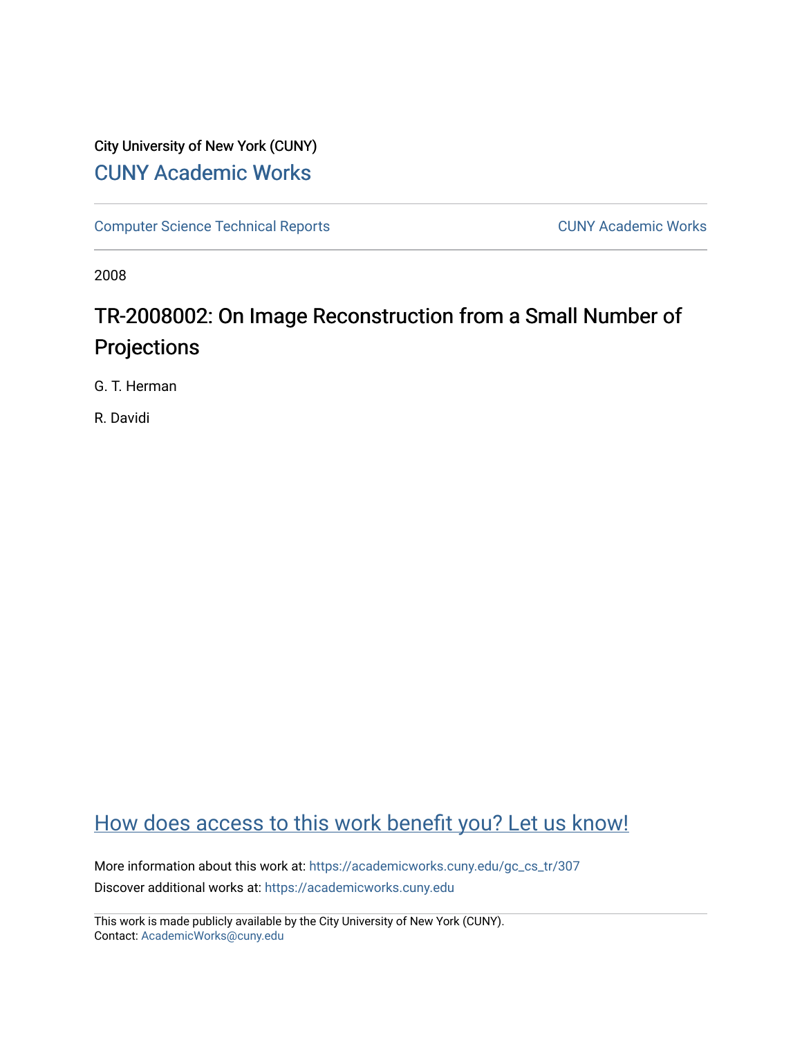City University of New York (CUNY)

CUNY Academic Works

Computer Science Technical Reports

CUNY Academic Works

2008

# TR-2008002: On Image Reconstruction from a Small Number of Projections

G. T. Herman

R. Davidi

How does access to this work benefit you? Let us know!

More information about this work at: https://academicworks.cuny.edu/gc_cs_tr/307

Discover additional works at: https://academicworks.cuny.edu

This work is made publicly available by the City University of New York (CUNY).
Contact: AcademicWorks@cuny.edu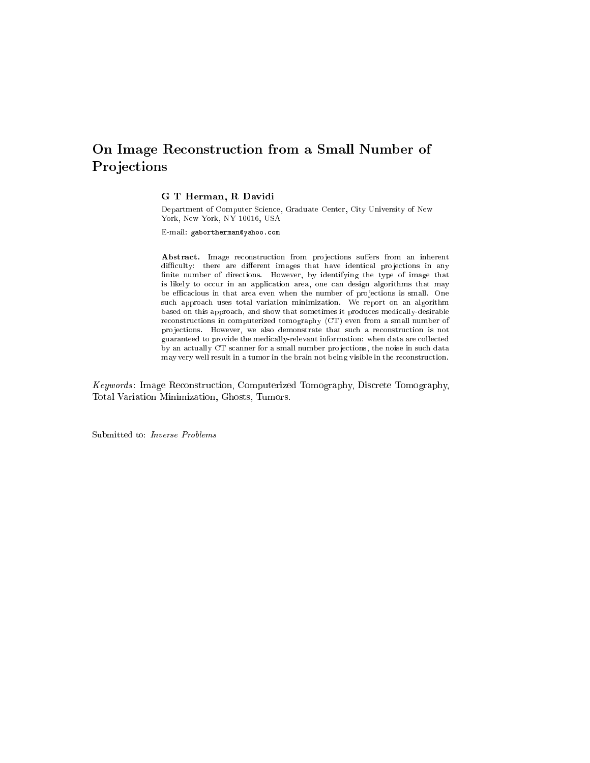# On Image Reconstruction from a Small Number of Projections

**G T Herman, R Davidi**

Department of Computer Science, Graduate Center, City University of New York, New York, NY 10016, USA

E-mail: `gabortherman@yahoo.com`

**Abstract.** Image reconstruction from projections suffers from an inherent difficulty: there are different images that have identical projections in any finite number of directions. However, by identifying the type of image that is likely to occur in an application area, one can design algorithms that may be efficacious in that area even when the number of projections is small. One such approach uses total variation minimization. We report on an algorithm based on this approach, and show that sometimes it produces medically-desirable reconstructions in computerized tomography (CT) even from a small number of projections. However, we also demonstrate that such a reconstruction is not guaranteed to provide the medically-relevant information: when data are collected by an actually CT scanner for a small number projections, the noise in such data may very well result in a tumor in the brain not being visible in the reconstruction.

*Keywords*: Image Reconstruction, Computerized Tomography, Discrete Tomography, Total Variation Minimization, Ghosts, Tumors.

Submitted to: *Inverse Problems*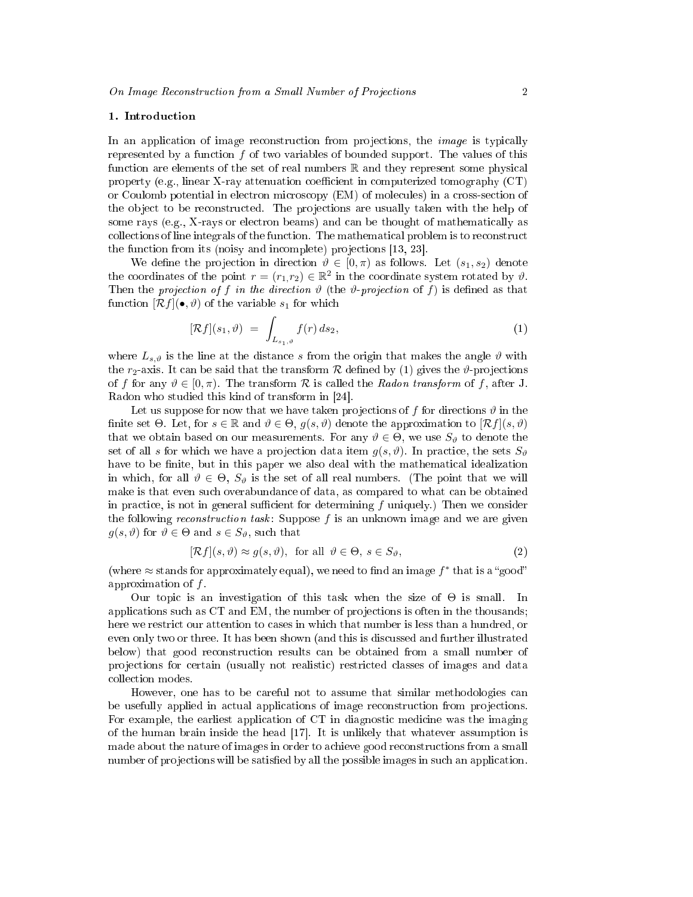## 1. Introduction

In an application of image reconstruction from projections, the *image* is typically represented by a function $f$ of two variables of bounded support. The values of this function are elements of the set of real numbers $\mathbb{R}$ and they represent some physical property (e.g., linear X-ray attenuation coefficient in computerized tomography (CT) or Coulomb potential in electron microscopy (EM) of molecules) in a cross-section of the object to be reconstructed. The projections are usually taken with the help of some rays (e.g., X-rays or electron beams) and can be thought of mathematically as collections of line integrals of the function. The mathematical problem is to reconstruct the function from its (noisy and incomplete) projections [13, 23].

We define the projection in direction $\vartheta \in [0, \pi)$ as follows. Let $(s_1, s_2)$ denote the coordinates of the point $r = (r_1, r_2) \in \mathbb{R}^2$ in the coordinate system rotated by $\vartheta$. Then the *projection of $f$ in the direction $\vartheta$* (the *$\vartheta$-projection* of $f$) is defined as that function $[\mathcal{R}f](\bullet, \vartheta)$ of the variable $s_1$ for which

$$[\mathcal{R}f](s_1, \vartheta) \;=\; \int_{L_{s_1,\vartheta}} f(r)\, ds_2, \tag{1}$$

where $L_{s,\vartheta}$ is the line at the distance $s$ from the origin that makes the angle $\vartheta$ with the $r_2$-axis. It can be said that the transform $\mathcal{R}$ defined by (1) gives the $\vartheta$-projections of $f$ for any $\vartheta \in [0, \pi)$. The transform $\mathcal{R}$ is called the *Radon transform* of $f$, after J. Radon who studied this kind of transform in [24].

Let us suppose for now that we have taken projections of $f$ for directions $\vartheta$ in the finite set $\Theta$. Let, for $s \in \mathbb{R}$ and $\vartheta \in \Theta$, $g(s, \vartheta)$ denote the approximation to $[\mathcal{R}f](s, \vartheta)$ that we obtain based on our measurements. For any $\vartheta \in \Theta$, we use $S_\vartheta$ to denote the set of all $s$ for which we have a projection data item $g(s, \vartheta)$. In practice, the sets $S_\vartheta$ have to be finite, but in this paper we also deal with the mathematical idealization in which, for all $\vartheta \in \Theta$, $S_\vartheta$ is the set of all real numbers. (The point that we will make is that even such overabundance of data, as compared to what can be obtained in practice, is not in general sufficient for determining $f$ uniquely.) Then we consider the following *reconstruction task*: Suppose $f$ is an unknown image and we are given $g(s, \vartheta)$ for $\vartheta \in \Theta$ and $s \in S_\vartheta$, such that

$$[\mathcal{R}f](s, \vartheta) \approx g(s, \vartheta), \;\text{ for all }\; \vartheta \in \Theta,\; s \in S_\vartheta, \tag{2}$$

(where $\approx$ stands for approximately equal), we need to find an image $f^*$ that is a "good" approximation of $f$.

Our topic is an investigation of this task when the size of $\Theta$ is small. In applications such as CT and EM, the number of projections is often in the thousands; here we restrict our attention to cases in which that number is less than a hundred, or even only two or three. It has been shown (and this is discussed and further illustrated below) that good reconstruction results can be obtained from a small number of projections for certain (usually not realistic) restricted classes of images and data collection modes.

However, one has to be careful not to assume that similar methodologies can be usefully applied in actual applications of image reconstruction from projections. For example, the earliest application of CT in diagnostic medicine was the imaging of the human brain inside the head [17]. It is unlikely that whatever assumption is made about the nature of images in order to achieve good reconstructions from a small number of projections will be satisfied by all the possible images in such an application.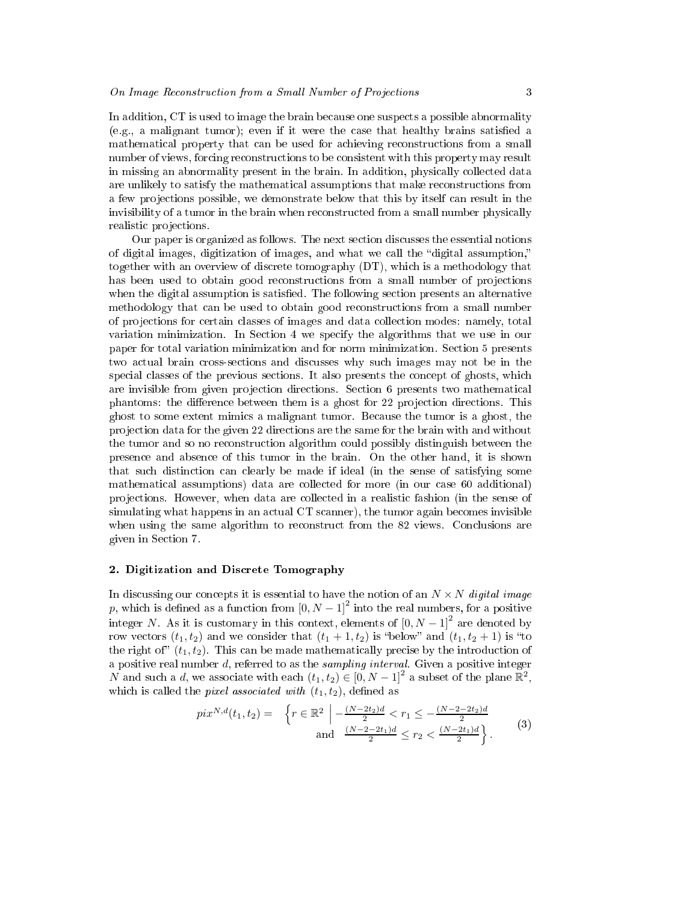In addition, CT is used to image the brain because one suspects a possible abnormality (e.g., a malignant tumor); even if it were the case that healthy brains satisfied a mathematical property that can be used for achieving reconstructions from a small number of views, forcing reconstructions to be consistent with this property may result in missing an abnormality present in the brain. In addition, physically collected data are unlikely to satisfy the mathematical assumptions that make reconstructions from a few projections possible, we demonstrate below that this by itself can result in the invisibility of a tumor in the brain when reconstructed from a small number physically realistic projections.

Our paper is organized as follows. The next section discusses the essential notions of digital images, digitization of images, and what we call the "digital assumption," together with an overview of discrete tomography (DT), which is a methodology that has been used to obtain good reconstructions from a small number of projections when the digital assumption is satisfied. The following section presents an alternative methodology that can be used to obtain good reconstructions from a small number of projections for certain classes of images and data collection modes: namely, total variation minimization. In Section 4 we specify the algorithms that we use in our paper for total variation minimization and for norm minimization. Section 5 presents two actual brain cross-sections and discusses why such images may not be in the special classes of the previous sections. It also presents the concept of ghosts, which are invisible from given projection directions. Section 6 presents two mathematical phantoms: the difference between them is a ghost for 22 projection directions. This ghost to some extent mimics a malignant tumor. Because the tumor is a ghost, the projection data for the given 22 directions are the same for the brain with and without the tumor and so no reconstruction algorithm could possibly distinguish between the presence and absence of this tumor in the brain. On the other hand, it is shown that such distinction can clearly be made if ideal (in the sense of satisfying some mathematical assumptions) data are collected for more (in our case 60 additional) projections. However, when data are collected in a realistic fashion (in the sense of simulating what happens in an actual CT scanner), the tumor again becomes invisible when using the same algorithm to reconstruct from the 82 views. Conclusions are given in Section 7.

## 2. Digitization and Discrete Tomography

In discussing our concepts it is essential to have the notion of an $N \times N$ *digital image* $p$, which is defined as a function from $[0, N-1]^2$ into the real numbers, for a positive integer $N$. As it is customary in this context, elements of $[0, N-1]^2$ are denoted by row vectors $(t_1, t_2)$ and we consider that $(t_1 + 1, t_2)$ is "below" and $(t_1, t_2 + 1)$ is "to the right of" $(t_1, t_2)$. This can be made mathematically precise by the introduction of a positive real number $d$, referred to as the *sampling interval*. Given a positive integer $N$ and such a $d$, we associate with each $(t_1, t_2) \in [0, N-1]^2$ a subset of the plane $\mathbb{R}^2$, which is called the *pixel associated with* $(t_1, t_2)$, defined as

$$pix^{N,d}(t_1, t_2) = \left\{ r \in \mathbb{R}^2 \;\middle|\; -\frac{(N-2t_2)d}{2} < r_1 \leq -\frac{(N-2-2t_2)d}{2} \text{ and } \frac{(N-2-2t_1)d}{2} \leq r_2 < \frac{(N-2t_1)d}{2} \right\}. \tag{3}$$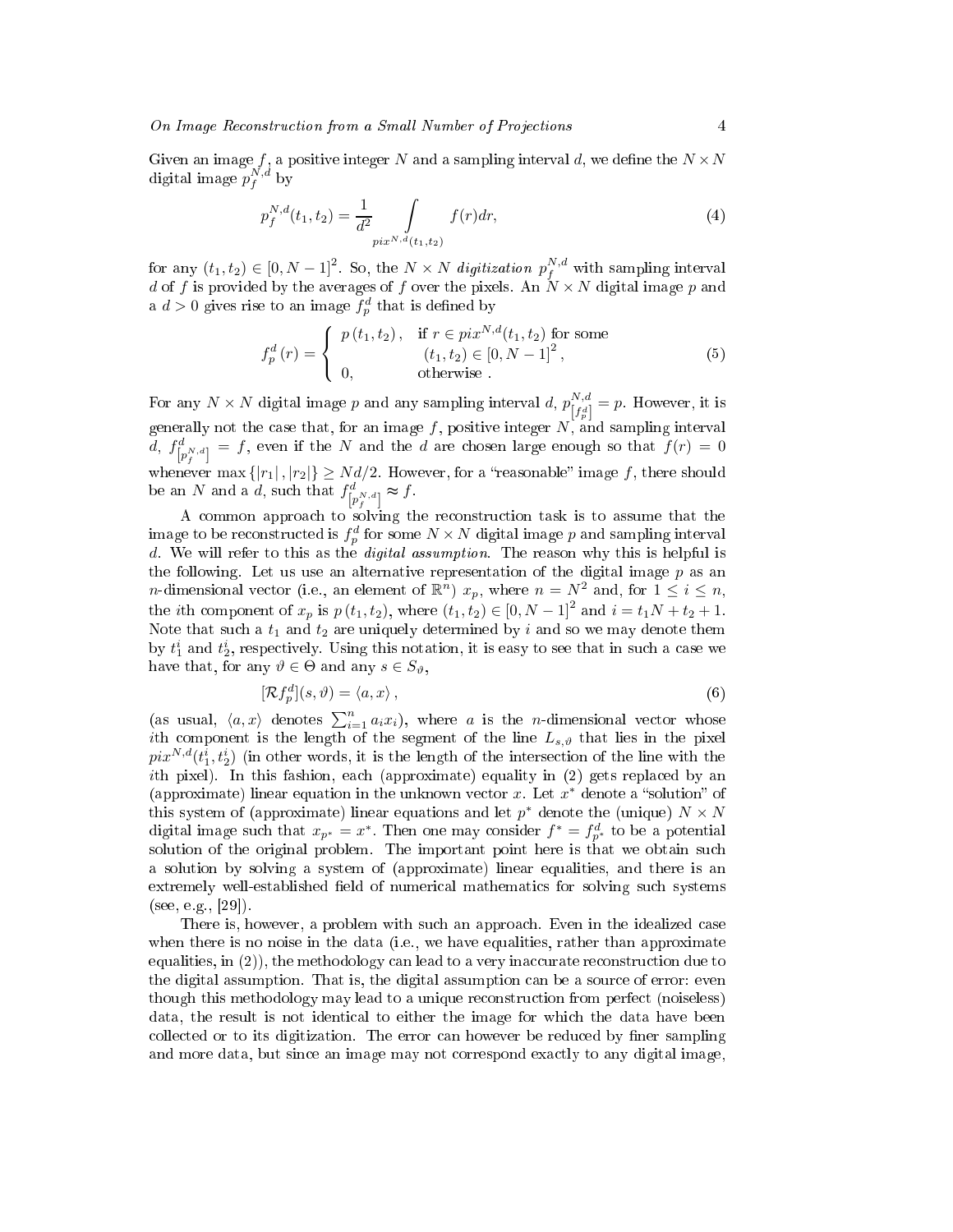Given an image $f$, a positive integer $N$ and a sampling interval $d$, we define the $N \times N$ digital image $p_f^{N,d}$ by

$$p_f^{N,d}(t_1, t_2) = \frac{1}{d^2} \int\limits_{pix^{N,d}(t_1,t_2)} f(r)dr, \tag{4}$$

for any $(t_1, t_2) \in [0, N-1]^2$. So, the $N \times N$ *digitization* $p_f^{N,d}$ with sampling interval $d$ of $f$ is provided by the averages of $f$ over the pixels. An $N \times N$ digital image $p$ and a $d > 0$ gives rise to an image $f_p^d$ that is defined by

$$f_p^d(r) = \begin{cases} p(t_1, t_2), & \text{if } r \in pix^{N,d}(t_1, t_2) \text{ for some} \\ & \quad (t_1, t_2) \in [0, N-1]^2, \\ 0, & \text{otherwise}. \end{cases} \tag{5}$$

For any $N \times N$ digital image $p$ and any sampling interval $d$, $p_{[f_p^d]}^{N,d} = p$. However, it is generally not the case that, for an image $f$, positive integer $N$, and sampling interval $d$, $f_{[p_f^{N,d}]}^d = f$, even if the $N$ and the $d$ are chosen large enough so that $f(r) = 0$ whenever $\max\{|r_1|, |r_2|\} \geq Nd/2$. However, for a "reasonable" image $f$, there should be an $N$ and a $d$, such that $f_{[p_f^{N,d}]}^d \approx f$.

A common approach to solving the reconstruction task is to assume that the image to be reconstructed is $f_p^d$ for some $N \times N$ digital image $p$ and sampling interval $d$. We will refer to this as the *digital assumption*. The reason why this is helpful is the following. Let us use an alternative representation of the digital image $p$ as an $n$-dimensional vector (i.e., an element of $\mathbb{R}^n$) $x_p$, where $n = N^2$ and, for $1 \leq i \leq n$, the $i$th component of $x_p$ is $p(t_1, t_2)$, where $(t_1, t_2) \in [0, N-1]^2$ and $i = t_1 N + t_2 + 1$. Note that such a $t_1$ and $t_2$ are uniquely determined by $i$ and so we may denote them by $t_1^i$ and $t_2^i$, respectively. Using this notation, it is easy to see that in such a case we have that, for any $\vartheta \in \Theta$ and any $s \in S_\vartheta$,

$$[\mathcal{R} f_p^d](s, \vartheta) = \langle a, x \rangle, \tag{6}$$

(as usual, $\langle a, x \rangle$ denotes $\sum_{i=1}^n a_i x_i$), where $a$ is the $n$-dimensional vector whose $i$th component is the length of the segment of the line $L_{s,\vartheta}$ that lies in the pixel $pix^{N,d}(t_1^i, t_2^i)$ (in other words, it is the length of the intersection of the line with the $i$th pixel). In this fashion, each (approximate) equality in (2) gets replaced by an (approximate) linear equation in the unknown vector $x$. Let $x^*$ denote a "solution" of this system of (approximate) linear equations and let $p^*$ denote the (unique) $N \times N$ digital image such that $x_{p^*} = x^*$. Then one may consider $f^* = f_{p^*}^d$ to be a potential solution of the original problem. The important point here is that we obtain such a solution by solving a system of (approximate) linear equalities, and there is an extremely well-established field of numerical mathematics for solving such systems (see, e.g., [29]).

There is, however, a problem with such an approach. Even in the idealized case when there is no noise in the data (i.e., we have equalities, rather than approximate equalities, in (2)), the methodology can lead to a very inaccurate reconstruction due to the digital assumption. That is, the digital assumption can be a source of error: even though this methodology may lead to a unique reconstruction from perfect (noiseless) data, the result is not identical to either the image for which the data have been collected or to its digitization. The error can however be reduced by finer sampling and more data, but since an image may not correspond exactly to any digital image,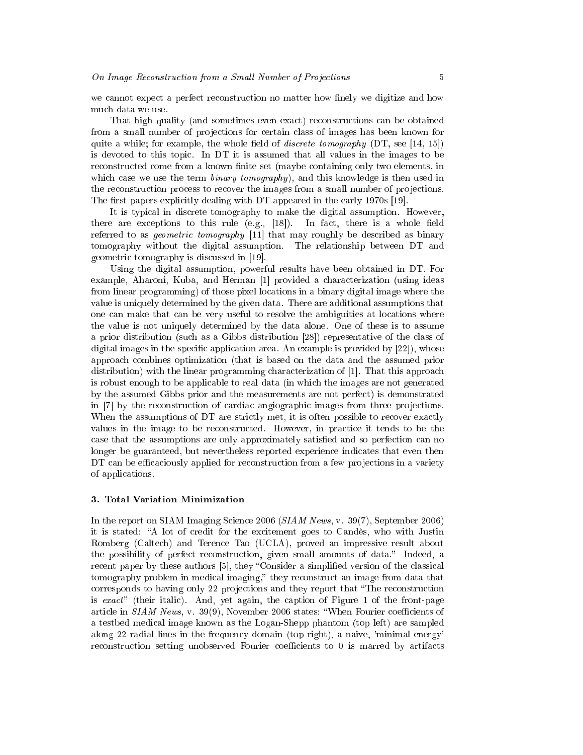we cannot expect a perfect reconstruction no matter how finely we digitize and how much data we use.

That high quality (and sometimes even exact) reconstructions can be obtained from a small number of projections for certain class of images has been known for quite a while; for example, the whole field of *discrete tomography* (DT, see [14, 15]) is devoted to this topic. In DT it is assumed that all values in the images to be reconstructed come from a known finite set (maybe containing only two elements, in which case we use the term *binary tomography*), and this knowledge is then used in the reconstruction process to recover the images from a small number of projections. The first papers explicitly dealing with DT appeared in the early 1970s [19].

It is typical in discrete tomography to make the digital assumption. However, there are exceptions to this rule (e.g., [18]). In fact, there is a whole field referred to as *geometric tomography* [11] that may roughly be described as binary tomography without the digital assumption. The relationship between DT and geometric tomography is discussed in [19].

Using the digital assumption, powerful results have been obtained in DT. For example, Aharoni, Kuba, and Herman [1] provided a characterization (using ideas from linear programming) of those pixel locations in a binary digital image where the value is uniquely determined by the given data. There are additional assumptions that one can make that can be very useful to resolve the ambiguities at locations where the value is not uniquely determined by the data alone. One of these is to assume a prior distribution (such as a Gibbs distribution [28]) representative of the class of digital images in the specific application area. An example is provided by [22]), whose approach combines optimization (that is based on the data and the assumed prior distribution) with the linear programming characterization of [1]. That this approach is robust enough to be applicable to real data (in which the images are not generated by the assumed Gibbs prior and the measurements are not perfect) is demonstrated in [7] by the reconstruction of cardiac angiographic images from three projections. When the assumptions of DT are strictly met, it is often possible to recover exactly values in the image to be reconstructed. However, in practice it tends to be the case that the assumptions are only approximately satisfied and so perfection can no longer be guaranteed, but nevertheless reported experience indicates that even then DT can be efficaciously applied for reconstruction from a few projections in a variety of applications.

## 3. Total Variation Minimization

In the report on SIAM Imaging Science 2006 (*SIAM News*, v. 39(7), September 2006) it is stated: "A lot of credit for the excitement goes to Candès, who with Justin Romberg (Caltech) and Terence Tao (UCLA), proved an impressive result about the possibility of perfect reconstruction, given small amounts of data." Indeed, a recent paper by these authors [5], they "Consider a simplified version of the classical tomography problem in medical imaging," they reconstruct an image from data that corresponds to having only 22 projections and they report that "The reconstruction is *exact*" (their italic). And, yet again, the caption of Figure 1 of the front-page article in *SIAM News*, v. 39(9), November 2006 states: "When Fourier coefficients of a testbed medical image known as the Logan-Shepp phantom (top left) are sampled along 22 radial lines in the frequency domain (top right), a naive, 'minimal energy' reconstruction setting unobserved Fourier coefficients to 0 is marred by artifacts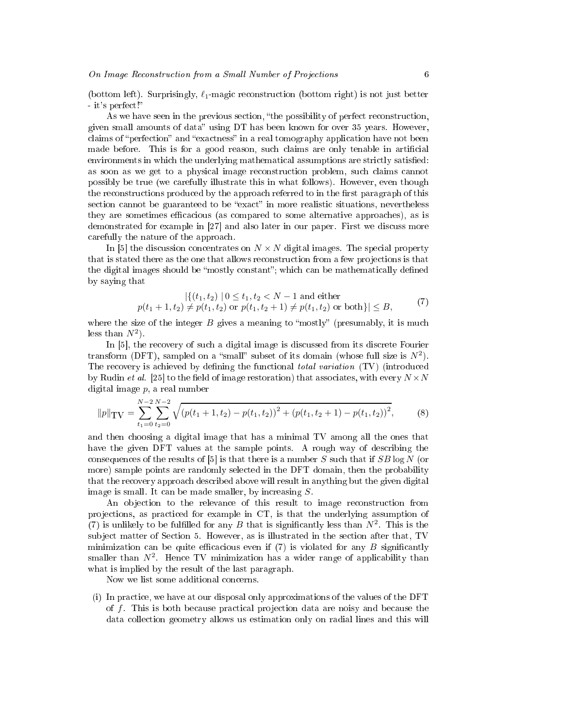(bottom left). Surprisingly, $\ell_1$-magic reconstruction (bottom right) is not just better - it's perfect!"

As we have seen in the previous section, "the possibility of perfect reconstruction, given small amounts of data" using DT has been known for over 35 years. However, claims of "perfection" and "exactness" in a real tomography application have not been made before. This is for a good reason, such claims are only tenable in artificial environments in which the underlying mathematical assumptions are strictly satisfied: as soon as we get to a physical image reconstruction problem, such claims cannot possibly be true (we carefully illustrate this in what follows). However, even though the reconstructions produced by the approach referred to in the first paragraph of this section cannot be guaranteed to be "exact" in more realistic situations, nevertheless they are sometimes efficacious (as compared to some alternative approaches), as is demonstrated for example in [27] and also later in our paper. First we discuss more carefully the nature of the approach.

In [5] the discussion concentrates on $N \times N$ digital images. The special property that is stated there as the one that allows reconstruction from a few projections is that the digital images should be "mostly constant"; which can be mathematically defined by saying that

$$
\begin{gathered}
|\{(t_1, t_2) \mid 0 \leq t_1, t_2 < N-1 \text{ and either} \\
p(t_1+1, t_2) \neq p(t_1, t_2) \text{ or } p(t_1, t_2+1) \neq p(t_1, t_2) \text{ or both}\}| \leq B,
\end{gathered}
\tag{7}
$$

where the size of the integer $B$ gives a meaning to "mostly" (presumably, it is much less than $N^2$).

In [5], the recovery of such a digital image is discussed from its discrete Fourier transform (DFT), sampled on a "small" subset of its domain (whose full size is $N^2$). The recovery is achieved by defining the functional *total variation* (TV) (introduced by Rudin *et al.* [25] to the field of image restoration) that associates, with every $N \times N$ digital image $p$, a real number

$$
\|p\|_{\mathrm{TV}} = \sum_{t_1=0}^{N-2} \sum_{t_2=0}^{N-2} \sqrt{\left(p(t_1+1, t_2) - p(t_1, t_2)\right)^2 + \left(p(t_1, t_2+1) - p(t_1, t_2)\right)^2},
\tag{8}
$$

and then choosing a digital image that has a minimal TV among all the ones that have the given DFT values at the sample points. A rough way of describing the consequences of the results of [5] is that there is a number $S$ such that if $SB \log N$ (or more) sample points are randomly selected in the DFT domain, then the probability that the recovery approach described above will result in anything but the given digital image is small. It can be made smaller, by increasing $S$.

An objection to the relevance of this result to image reconstruction from projections, as practiced for example in CT, is that the underlying assumption of (7) is unlikely to be fulfilled for any $B$ that is significantly less than $N^2$. This is the subject matter of Section 5. However, as is illustrated in the section after that, TV minimization can be quite efficacious even if (7) is violated for any $B$ significantly smaller than $N^2$. Hence TV minimization has a wider range of applicability than what is implied by the result of the last paragraph.

Now we list some additional concerns.

(i) In practice, we have at our disposal only approximations of the values of the DFT of $f$. This is both because practical projection data are noisy and because the data collection geometry allows us estimation only on radial lines and this will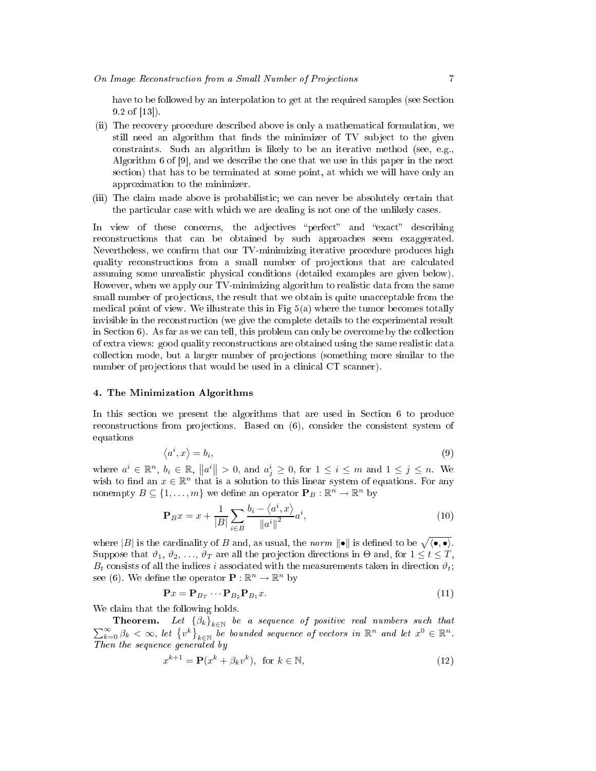have to be followed by an interpolation to get at the required samples (see Section 9.2 of [13]).

(ii) The recovery procedure described above is only a mathematical formulation, we still need an algorithm that finds the minimizer of TV subject to the given constraints. Such an algorithm is likely to be an iterative method (see, e.g., Algorithm 6 of [9], and we describe the one that we use in this paper in the next section) that has to be terminated at some point, at which we will have only an approximation to the minimizer.

(iii) The claim made above is probabilistic; we can never be absolutely certain that the particular case with which we are dealing is not one of the unlikely cases.

In view of these concerns, the adjectives "perfect" and "exact" describing reconstructions that can be obtained by such approaches seem exaggerated. Nevertheless, we confirm that our TV-minimizing iterative procedure produces high quality reconstructions from a small number of projections that are calculated assuming some unrealistic physical conditions (detailed examples are given below). However, when we apply our TV-minimizing algorithm to realistic data from the same small number of projections, the result that we obtain is quite unacceptable from the medical point of view. We illustrate this in Fig 5(a) where the tumor becomes totally invisible in the reconstruction (we give the complete details to the experimental result in Section 6). As far as we can tell, this problem can only be overcome by the collection of extra views: good quality reconstructions are obtained using the same realistic data collection mode, but a larger number of projections (something more similar to the number of projections that would be used in a clinical CT scanner).

## 4. The Minimization Algorithms

In this section we present the algorithms that are used in Section 6 to produce reconstructions from projections. Based on (6), consider the consistent system of equations

$$\left\langle a^i, x \right\rangle = b_i, \tag{9}$$

where $a^i \in \mathbb{R}^n$, $b_i \in \mathbb{R}$, $\left\| a^i \right\| > 0$, and $a^i_j \geq 0$, for $1 \leq i \leq m$ and $1 \leq j \leq n$. We wish to find an $x \in \mathbb{R}^n$ that is a solution to this linear system of equations. For any nonempty $B \subseteq \{1, \ldots, m\}$ we define an operator $\mathbf{P}_B : \mathbb{R}^n \to \mathbb{R}^n$ by

$$\mathbf{P}_B x = x + \frac{1}{|B|} \sum_{i \in B} \frac{b_i - \left\langle a^i, x \right\rangle}{\left\| a^i \right\|^2} a^i, \tag{10}$$

where $|B|$ is the cardinality of $B$ and, as usual, the *norm* $\|\bullet\|$ is defined to be $\sqrt{\langle \bullet, \bullet \rangle}$. Suppose that $\vartheta_1, \vartheta_2, \ldots, \vartheta_T$ are all the projection directions in $\Theta$ and, for $1 \leq t \leq T$, $B_t$ consists of all the indices $i$ associated with the measurements taken in direction $\vartheta_t$; see (6). We define the operator $\mathbf{P} : \mathbb{R}^n \to \mathbb{R}^n$ by

$$\mathbf{P} x = \mathbf{P}_{B_T} \cdots \mathbf{P}_{B_2} \mathbf{P}_{B_1} x. \tag{11}$$

We claim that the following holds.

**Theorem.** *Let $\{\beta_k\}_{k \in \mathbb{N}}$ be a sequence of positive real numbers such that $\sum_{k=0}^{\infty} \beta_k < \infty$, let $\left\{v^k\right\}_{k \in \mathbb{N}}$ be bounded sequence of vectors in $\mathbb{R}^n$ and let $x^0 \in \mathbb{R}^n$. Then the sequence generated by*

$$x^{k+1} = \mathbf{P}(x^k + \beta_k v^k), \text{ for } k \in \mathbb{N}, \tag{12}$$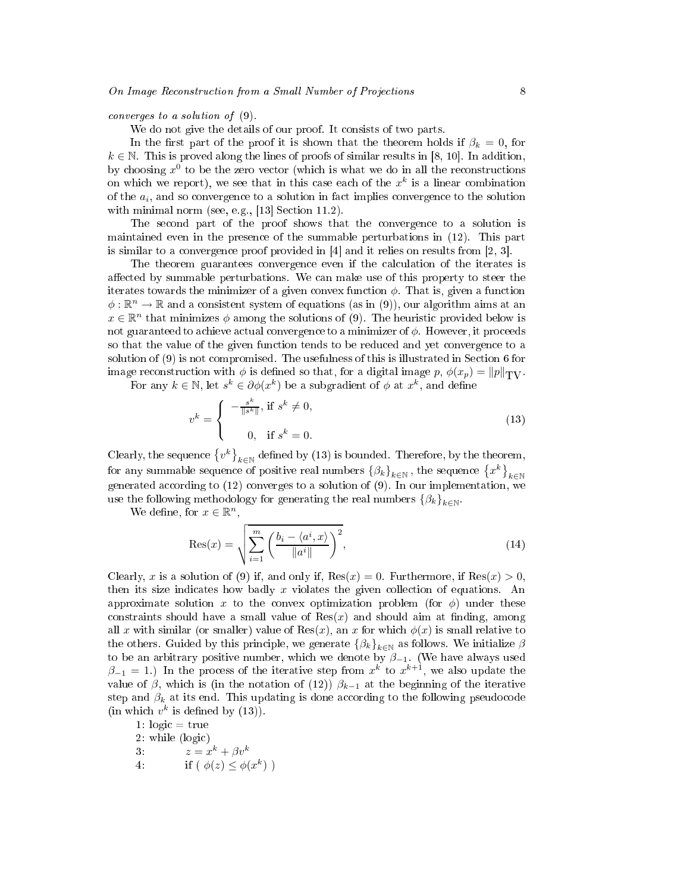*converges to a solution of* (9).

We do not give the details of our proof. It consists of two parts.

In the first part of the proof it is shown that the theorem holds if $\beta_k = 0$, for $k \in \mathbb{N}$. This is proved along the lines of proofs of similar results in [8, 10]. In addition, by choosing $x^0$ to be the zero vector (which is what we do in all the reconstructions on which we report), we see that in this case each of the $x^k$ is a linear combination of the $a_i$, and so convergence to a solution in fact implies convergence to the solution with minimal norm (see, e.g., [13] Section 11.2).

The second part of the proof shows that the convergence to a solution is maintained even in the presence of the summable perturbations in (12). This part is similar to a convergence proof provided in [4] and it relies on results from [2, 3].

The theorem guarantees convergence even if the calculation of the iterates is affected by summable perturbations. We can make use of this property to steer the iterates towards the minimizer of a given convex function $\phi$. That is, given a function $\phi : \mathbb{R}^n \to \mathbb{R}$ and a consistent system of equations (as in (9)), our algorithm aims at an $x \in \mathbb{R}^n$ that minimizes $\phi$ among the solutions of (9). The heuristic provided below is not guaranteed to achieve actual convergence to a minimizer of $\phi$. However, it proceeds so that the value of the given function tends to be reduced and yet convergence to a solution of (9) is not compromised. The usefulness of this is illustrated in Section 6 for image reconstruction with $\phi$ is defined so that, for a digital image $p$, $\phi(x_p) = \|p\|_{\mathrm{TV}}$.

For any $k \in \mathbb{N}$, let $s^k \in \partial\phi(x^k)$ be a subgradient of $\phi$ at $x^k$, and define

$$v^k = \begin{cases} -\frac{s^k}{\|s^k\|}, \text{ if } s^k \neq 0, \\ \\ 0, \quad \text{if } s^k = 0. \end{cases} \tag{13}$$

Clearly, the sequence $\{v^k\}_{k\in\mathbb{N}}$ defined by (13) is bounded. Therefore, by the theorem, for any summable sequence of positive real numbers $\{\beta_k\}_{k\in\mathbb{N}}$, the sequence $\{x^k\}_{k\in\mathbb{N}}$ generated according to (12) converges to a solution of (9). In our implementation, we use the following methodology for generating the real numbers $\{\beta_k\}_{k\in\mathbb{N}}$.

We define, for $x \in \mathbb{R}^n$,

$$\mathrm{Res}(x) = \sqrt{\sum_{i=1}^{m} \left( \frac{b_i - \langle a^i, x \rangle}{\|a^i\|} \right)^2}, \tag{14}$$

Clearly, $x$ is a solution of (9) if, and only if, $\mathrm{Res}(x) = 0$. Furthermore, if $\mathrm{Res}(x) > 0$, then its size indicates how badly $x$ violates the given collection of equations. An approximate solution $x$ to the convex optimization problem (for $\phi$) under these constraints should have a small value of $\mathrm{Res}(x)$ and should aim at finding, among all $x$ with similar (or smaller) value of $\mathrm{Res}(x)$, an $x$ for which $\phi(x)$ is small relative to the others. Guided by this principle, we generate $\{\beta_k\}_{k\in\mathbb{N}}$ as follows. We initialize $\beta$ to be an arbitrary positive number, which we denote by $\beta_{-1}$. (We have always used $\beta_{-1} = 1$.) In the process of the iterative step from $x^k$ to $x^{k+1}$, we also update the value of $\beta$, which is (in the notation of (12)) $\beta_{k-1}$ at the beginning of the iterative step and $\beta_k$ at its end. This updating is done according to the following pseudocode (in which $v^k$ is defined by (13)).

1: logic = true
2: while (logic)
3: $\quad z = x^k + \beta v^k$
4: $\quad$ if ( $\phi(z) \leq \phi(x^k)$ )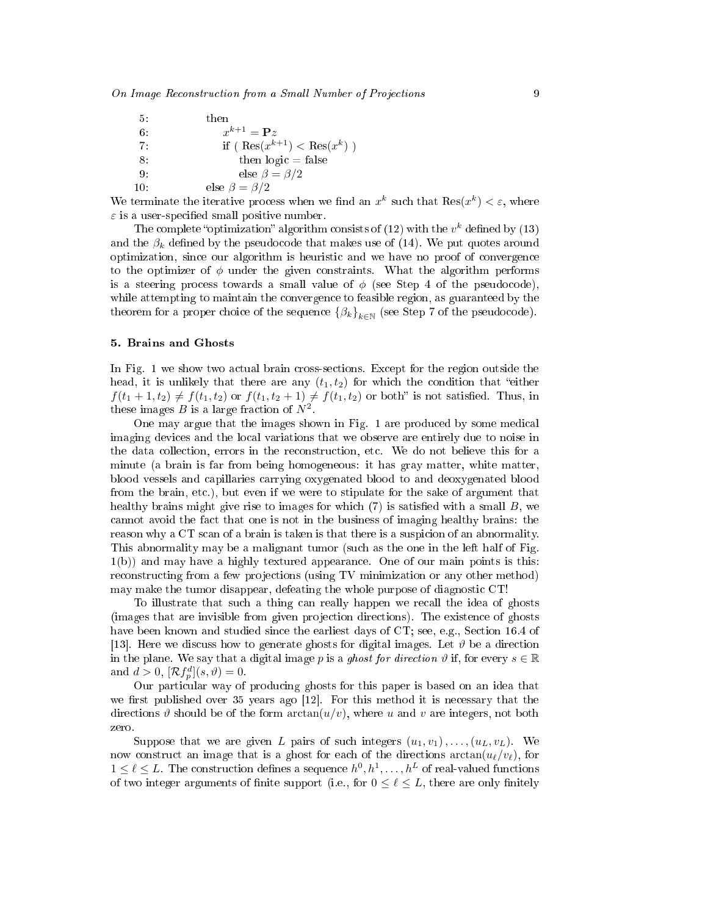```
5:          then
6:              x^{k+1} = Pz
7:              if ( Res(x^{k+1}) < Res(x^k) )
8:                  then logic = false
9:                  else β = β/2
10:         else β = β/2
```

We terminate the iterative process when we find an $x^k$ such that $\mathrm{Res}(x^k) < \varepsilon$, where $\varepsilon$ is a user-specified small positive number.

The complete "optimization" algorithm consists of (12) with the $v^k$ defined by (13) and the $\beta_k$ defined by the pseudocode that makes use of (14). We put quotes around optimization, since our algorithm is heuristic and we have no proof of convergence to the optimizer of $\phi$ under the given constraints. What the algorithm performs is a steering process towards a small value of $\phi$ (see Step 4 of the pseudocode), while attempting to maintain the convergence to feasible region, as guaranteed by the theorem for a proper choice of the sequence $\{\beta_k\}_{k\in\mathbb{N}}$ (see Step 7 of the pseudocode).

## 5. Brains and Ghosts

In Fig. 1 we show two actual brain cross-sections. Except for the region outside the head, it is unlikely that there are any $(t_1, t_2)$ for which the condition that "either $f(t_1 + 1, t_2) \neq f(t_1, t_2)$ or $f(t_1, t_2 + 1) \neq f(t_1, t_2)$ or both" is not satisfied. Thus, in these images $B$ is a large fraction of $N^2$.

One may argue that the images shown in Fig. 1 are produced by some medical imaging devices and the local variations that we observe are entirely due to noise in the data collection, errors in the reconstruction, etc. We do not believe this for a minute (a brain is far from being homogeneous: it has gray matter, white matter, blood vessels and capillaries carrying oxygenated blood to and deoxygenated blood from the brain, etc.), but even if we were to stipulate for the sake of argument that healthy brains might give rise to images for which (7) is satisfied with a small $B$, we cannot avoid the fact that one is not in the business of imaging healthy brains: the reason why a CT scan of a brain is taken is that there is a suspicion of an abnormality. This abnormality may be a malignant tumor (such as the one in the left half of Fig. 1(b)) and may have a highly textured appearance. One of our main points is this: reconstructing from a few projections (using TV minimization or any other method) may make the tumor disappear, defeating the whole purpose of diagnostic CT!

To illustrate that such a thing can really happen we recall the idea of ghosts (images that are invisible from given projection directions). The existence of ghosts have been known and studied since the earliest days of CT; see, e.g., Section 16.4 of [13]. Here we discuss how to generate ghosts for digital images. Let $\vartheta$ be a direction in the plane. We say that a digital image $p$ is a *ghost for direction* $\vartheta$ if, for every $s \in \mathbb{R}$ and $d > 0$, $[\mathcal{R}f_p^d](s, \vartheta) = 0$.

Our particular way of producing ghosts for this paper is based on an idea that we first published over 35 years ago [12]. For this method it is necessary that the directions $\vartheta$ should be of the form $\arctan(u/v)$, where $u$ and $v$ are integers, not both zero.

Suppose that we are given $L$ pairs of such integers $(u_1, v_1), \ldots, (u_L, v_L)$. We now construct an image that is a ghost for each of the directions $\arctan(u_\ell/v_\ell)$, for $1 \leq \ell \leq L$. The construction defines a sequence $h^0, h^1, \ldots, h^L$ of real-valued functions of two integer arguments of finite support (i.e., for $0 \leq \ell \leq L$, there are only finitely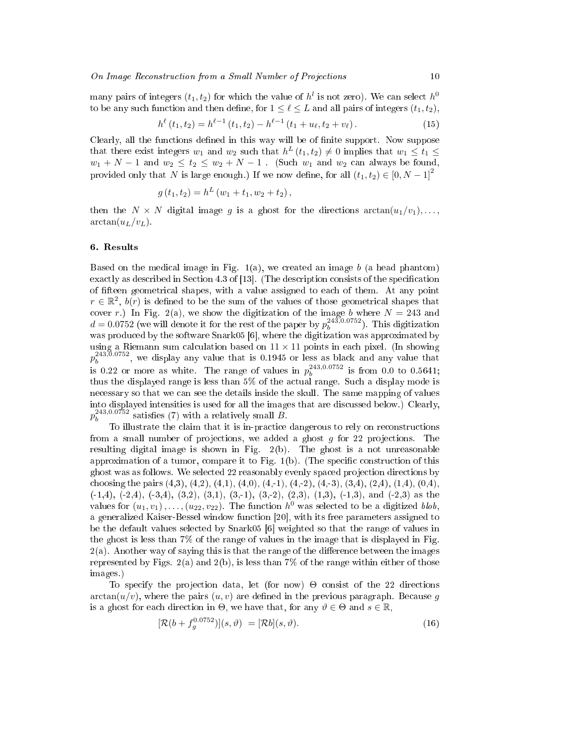many pairs of integers $(t_1, t_2)$ for which the value of $h^l$ is not zero). We can select $h^0$ to be any such function and then define, for $1 \leq \ell \leq L$ and all pairs of integers $(t_1, t_2)$,

$$h^{\ell}(t_1, t_2) = h^{\ell-1}(t_1, t_2) - h^{\ell-1}(t_1 + u_\ell, t_2 + v_\ell). \tag{15}$$

Clearly, all the functions defined in this way will be of finite support. Now suppose that there exist integers $w_1$ and $w_2$ such that $h^L(t_1, t_2) \neq 0$ implies that $w_1 \leq t_1 \leq w_1 + N - 1$ and $w_2 \leq t_2 \leq w_2 + N - 1$ . (Such $w_1$ and $w_2$ can always be found, provided only that $N$ is large enough.) If we now define, for all $(t_1, t_2) \in [0, N-1]^2$

$$g(t_1, t_2) = h^L(w_1 + t_1, w_2 + t_2),$$

then the $N \times N$ digital image $g$ is a ghost for the directions $\arctan(u_1/v_1), \ldots,$ $\arctan(u_L/v_L)$.

## 6. Results

Based on the medical image in Fig. 1(a), we created an image $b$ (a head phantom) exactly as described in Section 4.3 of [13]. (The description consists of the specification of fifteen geometrical shapes, with a value assigned to each of them. At any point $r \in \mathbb{R}^2$, $b(r)$ is defined to be the sum of the values of those geometrical shapes that cover $r$.) In Fig. 2(a), we show the digitization of the image $b$ where $N = 243$ and $d = 0.0752$ (we will denote it for the rest of the paper by $p_b^{243,0.0752}$). This digitization was produced by the software Snark05 [6], where the digitization was approximated by using a Riemann sum calculation based on $11 \times 11$ points in each pixel. (In showing $p_b^{243,0.0752}$, we display any value that is 0.1945 or less as black and any value that is 0.22 or more as white. The range of values in $p_b^{243,0.0752}$ is from 0.0 to 0.5641; thus the displayed range is less than 5% of the actual range. Such a display mode is necessary so that we can see the details inside the skull. The same mapping of values into displayed intensities is used for all the images that are discussed below.) Clearly, $p_b^{243,0.0752}$ satisfies (7) with a relatively small $B$.

To illustrate the claim that it is in-practice dangerous to rely on reconstructions from a small number of projections, we added a ghost $g$ for 22 projections. The resulting digital image is shown in Fig. 2(b). The ghost is a not unreasonable approximation of a tumor, compare it to Fig. 1(b). (The specific construction of this ghost was as follows. We selected 22 reasonably evenly spaced projection directions by choosing the pairs (4,3), (4,2), (4,1), (4,0), (4,-1), (4,-2), (4,-3), (3,4), (2,4), (1,4), (0,4), (-1,4), (-2,4), (-3,4), (3,2), (3,1), (3,-1), (3,-2), (2,3), (1,3), (-1,3), and (-2,3) as the values for $(u_1, v_1), \ldots, (u_{22}, v_{22})$. The function $h^0$ was selected to be a digitized *blob*, a generalized Kaiser-Bessel window function [20], with its free parameters assigned to be the default values selected by Snark05 [6] weighted so that the range of values in the ghost is less than 7% of the range of values in the image that is displayed in Fig. 2(a). Another way of saying this is that the range of the difference between the images represented by Figs. 2(a) and 2(b), is less than 7% of the range within either of those images.)

To specify the projection data, let (for now) $\Theta$ consist of the 22 directions $\arctan(u/v)$, where the pairs $(u, v)$ are defined in the previous paragraph. Because $g$ is a ghost for each direction in $\Theta$, we have that, for any $\vartheta \in \Theta$ and $s \in \mathbb{R}$,

$$[\mathcal{R}(b + f_g^{0.0752})](s, \vartheta) = [\mathcal{R}b](s, \vartheta). \tag{16}$$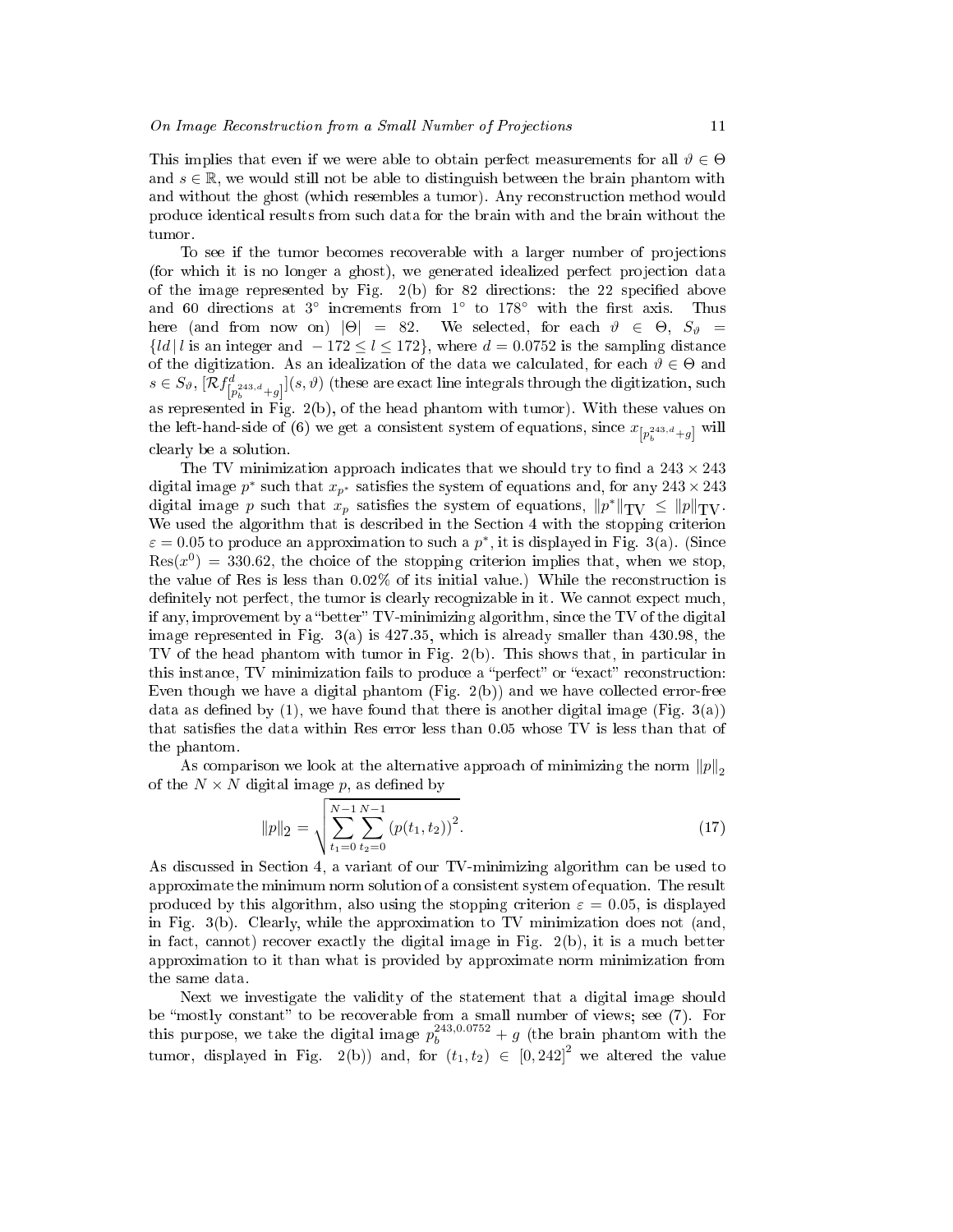This implies that even if we were able to obtain perfect measurements for all $\vartheta \in \Theta$ and $s \in \mathbb{R}$, we would still not be able to distinguish between the brain phantom with and without the ghost (which resembles a tumor). Any reconstruction method would produce identical results from such data for the brain with and the brain without the tumor.

To see if the tumor becomes recoverable with a larger number of projections (for which it is no longer a ghost), we generated idealized perfect projection data of the image represented by Fig. 2(b) for 82 directions: the 22 specified above and 60 directions at 3° increments from 1° to 178° with the first axis. Thus here (and from now on) $|\Theta| = 82$. We selected, for each $\vartheta \in \Theta$, $S_\vartheta = \{ld \,|\, l \text{ is an integer and } -172 \le l \le 172\}$, where $d = 0.0752$ is the sampling distance of the digitization. As an idealization of the data we calculated, for each $\vartheta \in \Theta$ and $s \in S_\vartheta$, $[\mathcal{R} f^d_{[p_b^{243,d}+g]}](s, \vartheta)$ (these are exact line integrals through the digitization, such as represented in Fig. 2(b), of the head phantom with tumor). With these values on the left-hand-side of (6) we get a consistent system of equations, since $x_{[p_b^{243,d}+g]}$ will clearly be a solution.

The TV minimization approach indicates that we should try to find a $243 \times 243$ digital image $p^*$ such that $x_{p^*}$ satisfies the system of equations and, for any $243 \times 243$ digital image $p$ such that $x_p$ satisfies the system of equations, $\|p^*\|_{\mathrm{TV}} \le \|p\|_{\mathrm{TV}}$. We used the algorithm that is described in the Section 4 with the stopping criterion $\varepsilon = 0.05$ to produce an approximation to such a $p^*$, it is displayed in Fig. 3(a). (Since $\mathrm{Res}(x^0) = 330.62$, the choice of the stopping criterion implies that, when we stop, the value of Res is less than 0.02% of its initial value.) While the reconstruction is definitely not perfect, the tumor is clearly recognizable in it. We cannot expect much, if any, improvement by a "better" TV-minimizing algorithm, since the TV of the digital image represented in Fig. 3(a) is 427.35, which is already smaller than 430.98, the TV of the head phantom with tumor in Fig. 2(b). This shows that, in particular in this instance, TV minimization fails to produce a "perfect" or "exact" reconstruction: Even though we have a digital phantom (Fig. 2(b)) and we have collected error-free data as defined by (1), we have found that there is another digital image (Fig. 3(a)) that satisfies the data within Res error less than 0.05 whose TV is less than that of the phantom.

As comparison we look at the alternative approach of minimizing the norm $\|p\|_2$ of the $N \times N$ digital image $p$, as defined by

$$\|p\|_2 = \sqrt{\sum_{t_1=0}^{N-1} \sum_{t_2=0}^{N-1} \left(p(t_1, t_2)\right)^2}. \tag{17}$$

As discussed in Section 4, a variant of our TV-minimizing algorithm can be used to approximate the minimum norm solution of a consistent system of equation. The result produced by this algorithm, also using the stopping criterion $\varepsilon = 0.05$, is displayed in Fig. 3(b). Clearly, while the approximation to TV minimization does not (and, in fact, cannot) recover exactly the digital image in Fig. 2(b), it is a much better approximation to it than what is provided by approximate norm minimization from the same data.

Next we investigate the validity of the statement that a digital image should be "mostly constant" to be recoverable from a small number of views; see (7). For this purpose, we take the digital image $p_b^{243,0.0752} + g$ (the brain phantom with the tumor, displayed in Fig. 2(b)) and, for $(t_1, t_2) \in [0, 242]^2$ we altered the value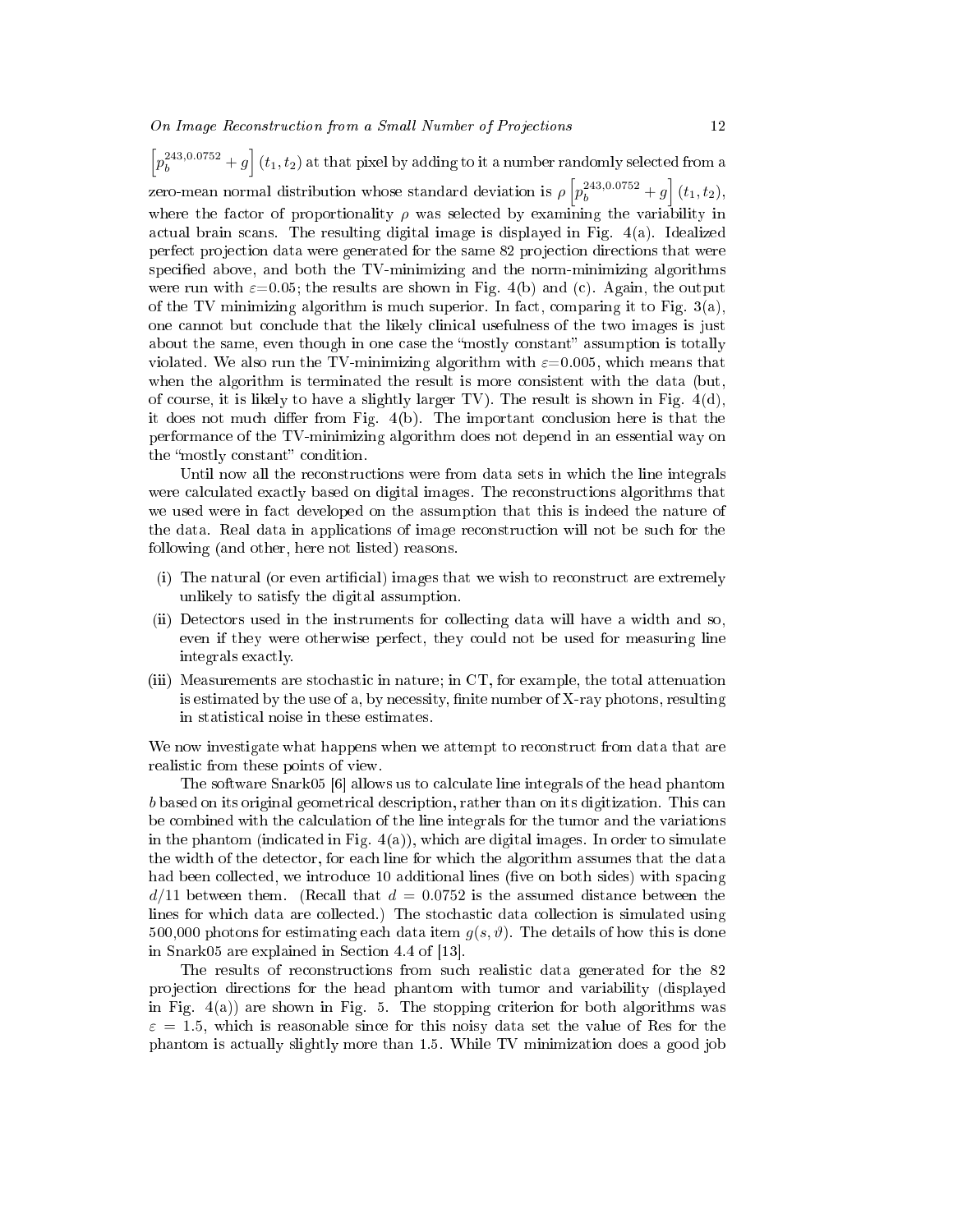$\left[p_b^{243,0.0752} + g\right](t_1, t_2)$ at that pixel by adding to it a number randomly selected from a zero-mean normal distribution whose standard deviation is $\rho \left[p_b^{243,0.0752} + g\right](t_1, t_2)$, where the factor of proportionality $\rho$ was selected by examining the variability in actual brain scans. The resulting digital image is displayed in Fig. 4(a). Idealized perfect projection data were generated for the same 82 projection directions that were specified above, and both the TV-minimizing and the norm-minimizing algorithms were run with $\varepsilon$=0.05; the results are shown in Fig. 4(b) and (c). Again, the output of the TV minimizing algorithm is much superior. In fact, comparing it to Fig. 3(a), one cannot but conclude that the likely clinical usefulness of the two images is just about the same, even though in one case the "mostly constant" assumption is totally violated. We also run the TV-minimizing algorithm with $\varepsilon$=0.005, which means that when the algorithm is terminated the result is more consistent with the data (but, of course, it is likely to have a slightly larger TV). The result is shown in Fig. 4(d), it does not much differ from Fig. 4(b). The important conclusion here is that the performance of the TV-minimizing algorithm does not depend in an essential way on the "mostly constant" condition.

Until now all the reconstructions were from data sets in which the line integrals were calculated exactly based on digital images. The reconstructions algorithms that we used were in fact developed on the assumption that this is indeed the nature of the data. Real data in applications of image reconstruction will not be such for the following (and other, here not listed) reasons.

- (i) The natural (or even artificial) images that we wish to reconstruct are extremely unlikely to satisfy the digital assumption.
- (ii) Detectors used in the instruments for collecting data will have a width and so, even if they were otherwise perfect, they could not be used for measuring line integrals exactly.
- (iii) Measurements are stochastic in nature; in CT, for example, the total attenuation is estimated by the use of a, by necessity, finite number of X-ray photons, resulting in statistical noise in these estimates.

We now investigate what happens when we attempt to reconstruct from data that are realistic from these points of view.

The software Snark05 [6] allows us to calculate line integrals of the head phantom $b$ based on its original geometrical description, rather than on its digitization. This can be combined with the calculation of the line integrals for the tumor and the variations in the phantom (indicated in Fig. 4(a)), which are digital images. In order to simulate the width of the detector, for each line for which the algorithm assumes that the data had been collected, we introduce 10 additional lines (five on both sides) with spacing $d/11$ between them. (Recall that $d = 0.0752$ is the assumed distance between the lines for which data are collected.) The stochastic data collection is simulated using 500,000 photons for estimating each data item $g(s, \vartheta)$. The details of how this is done in Snark05 are explained in Section 4.4 of [13].

The results of reconstructions from such realistic data generated for the 82 projection directions for the head phantom with tumor and variability (displayed in Fig. 4(a)) are shown in Fig. 5. The stopping criterion for both algorithms was $\varepsilon = 1.5$, which is reasonable since for this noisy data set the value of Res for the phantom is actually slightly more than 1.5. While TV minimization does a good job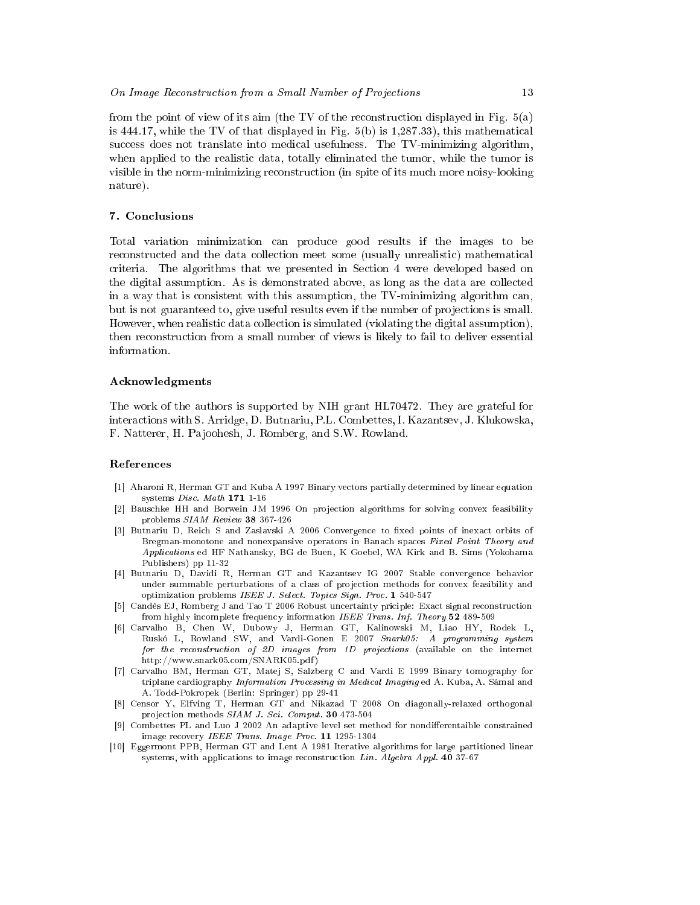from the point of view of its aim (the TV of the reconstruction displayed in Fig. 5(a) is 444.17, while the TV of that displayed in Fig. 5(b) is 1,287.33), this mathematical success does not translate into medical usefulness. The TV-minimizing algorithm, when applied to the realistic data, totally eliminated the tumor, while the tumor is visible in the norm-minimizing reconstruction (in spite of its much more noisy-looking nature).

## 7. Conclusions

Total variation minimization can produce good results if the images to be reconstructed and the data collection meet some (usually unrealistic) mathematical criteria. The algorithms that we presented in Section 4 were developed based on the digital assumption. As is demonstrated above, as long as the data are collected in a way that is consistent with this assumption, the TV-minimizing algorithm can, but is not guaranteed to, give useful results even if the number of projections is small. However, when realistic data collection is simulated (violating the digital assumption), then reconstruction from a small number of views is likely to fail to deliver essential information.

## Acknowledgments

The work of the authors is supported by NIH grant HL70472. They are grateful for interactions with S. Arridge, D. Butnariu, P.L. Combettes, I. Kazantsev, J. Klukowska, F. Natterer, H. Pajoohesh, J. Romberg, and S.W. Rowland.

## References

[1] Aharoni R, Herman GT and Kuba A 1997 Binary vectors partially determined by linear equation systems *Disc. Math* **171** 1-16

[2] Bauschke HH and Borwein JM 1996 On projection algorithms for solving convex feasibility problems *SIAM Review* **38** 367-426

[3] Butnariu D, Reich S and Zaslavski A 2006 Convergence to fixed points of inexact orbits of Bregman-monotone and nonexpansive operators in Banach spaces *Fixed Point Theory and Applications* ed HF Nathansky, BG de Buen, K Goebel, WA Kirk and B. Sims (Yokohama Publishers) pp 11-32

[4] Butnariu D, Davidi R, Herman GT and Kazantsev IG 2007 Stable convergence behavior under summable perturbations of a class of projection methods for convex feasibility and optimization problems *IEEE J. Select. Topics Sign. Proc.* **1** 540-547

[5] Candès EJ, Romberg J and Tao T 2006 Robust uncertainty priciple: Exact signal reconstruction from highly incomplete frequency information *IEEE Trans. Inf. Theory* **52** 489-509

[6] Carvalho B, Chen W, Dubowy J, Herman GT, Kalinowski M, Liao HY, Rodek L, Ruskó L, Rowland SW, and Vardi-Gonen E 2007 *Snark05: A programming system for the reconstruction of 2D images from 1D projections* (available on the internet http://www.snark05.com/SNARK05.pdf)

[7] Carvalho BM, Herman GT, Matej S, Salzberg C and Vardi E 1999 Binary tomography for triplane cardiography *Information Processing in Medical Imaging* ed A. Kuba, A. Sámal and A. Todd-Pokropek (Berlin: Springer) pp 29-41

[8] Censor Y, Elfving T, Herman GT and Nikazad T 2008 On diagonally-relaxed orthogonal projection methods *SIAM J. Sci. Comput.* **30** 473-504

[9] Combettes PL and Luo J 2002 An adaptive level set method for nondifferentaible constrained image recovery *IEEE Trans. Image Proc.* **11** 1295-1304

[10] Eggermont PPB, Herman GT and Lent A 1981 Iterative algorithms for large partitioned linear systems, with applications to image reconstruction *Lin. Algebra Appl.* **40** 37-67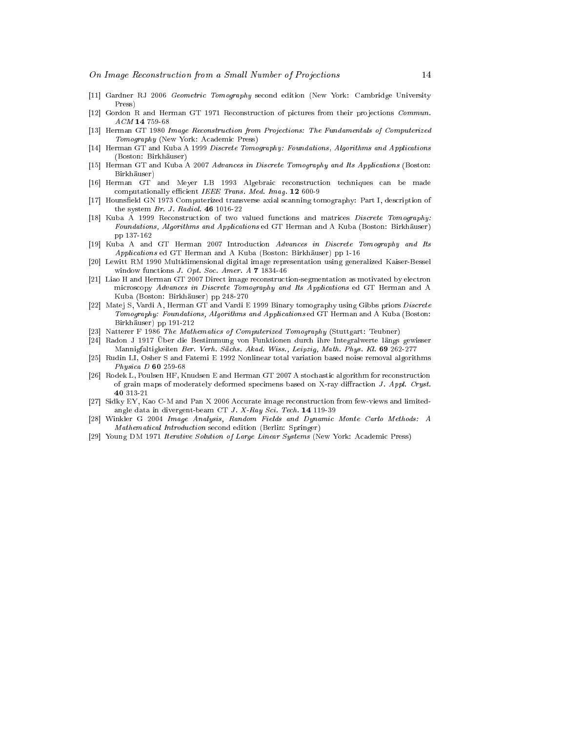[11] Gardner RJ 2006 *Geometric Tomography* second edition (New York: Cambridge University Press)

[12] Gordon R and Herman GT 1971 Reconstruction of pictures from their projections *Commun. ACM* **14** 759-68

[13] Herman GT 1980 *Image Reconstruction from Projections: The Fundamentals of Computerized Tomography* (New York: Academic Press)

[14] Herman GT and Kuba A 1999 *Discrete Tomography: Foundations, Algorithms and Applications* (Boston: Birkhäuser)

[15] Herman GT and Kuba A 2007 *Advances in Discrete Tomography and Its Applications* (Boston: Birkhäuser)

[16] Herman GT and Meyer LB 1993 Algebraic reconstruction techniques can be made computationally efficient *IEEE Trans. Med. Imag.* **12** 600-9

[17] Hounsfield GN 1973 Computerized transverse axial scanning tomography: Part I, description of the system *Br. J. Radiol.* **46** 1016-22

[18] Kuba A 1999 Reconstruction of two valued functions and matrices *Discrete Tomography: Foundations, Algorithms and Applications* ed GT Herman and A Kuba (Boston: Birkhäuser) pp 137-162

[19] Kuba A and GT Herman 2007 Introduction *Advances in Discrete Tomography and Its Applications* ed GT Herman and A Kuba (Boston: Birkhäuser) pp 1-16

[20] Lewitt RM 1990 Multidimensional digital image representation using generalized Kaiser-Bessel window functions *J. Opt. Soc. Amer. A* **7** 1834-46

[21] Liao H and Herman GT 2007 Direct image reconstruction-segmentation as motivated by electron microscopy *Advances in Discrete Tomography and Its Applications* ed GT Herman and A Kuba (Boston: Birkhäuser) pp 248-270

[22] Matej S, Vardi A, Herman GT and Vardi E 1999 Binary tomography using Gibbs priors *Discrete Tomography: Foundations, Algorithms and Applications* ed GT Herman and A Kuba (Boston: Birkhäuser) pp 191-212

[23] Natterer F 1986 *The Mathematics of Computerized Tomography* (Stuttgart: Teubner)

[24] Radon J 1917 Über die Bestimmung von Funktionen durch ihre Integralwerte längs gewisser Mannigfaltigkeiten *Ber. Verh. Sächs. Akad. Wiss., Leipzig, Math. Phys. Kl.* **69** 262-277

[25] Rudin LI, Osher S and Fatemi E 1992 Nonlinear total variation based noise removal algorithms *Physica D* **60** 259-68

[26] Rodek L, Poulsen HF, Knudsen E and Herman GT 2007 A stochastic algorithm for reconstruction of grain maps of moderately deformed specimens based on X-ray diffraction *J. Appl. Cryst.* **40** 313-21

[27] Sidky EY, Kao C-M and Pan X 2006 Accurate image reconstruction from few-views and limited-angle data in divergent-beam CT *J. X-Ray Sci. Tech.* **14** 119-39

[28] Winkler G 2004 *Image Analysis, Random Fields and Dynamic Monte Carlo Methods: A Mathematical Introduction* second edition (Berlin: Springer)

[29] Young DM 1971 *Iterative Solution of Large Linear Systems* (New York: Academic Press)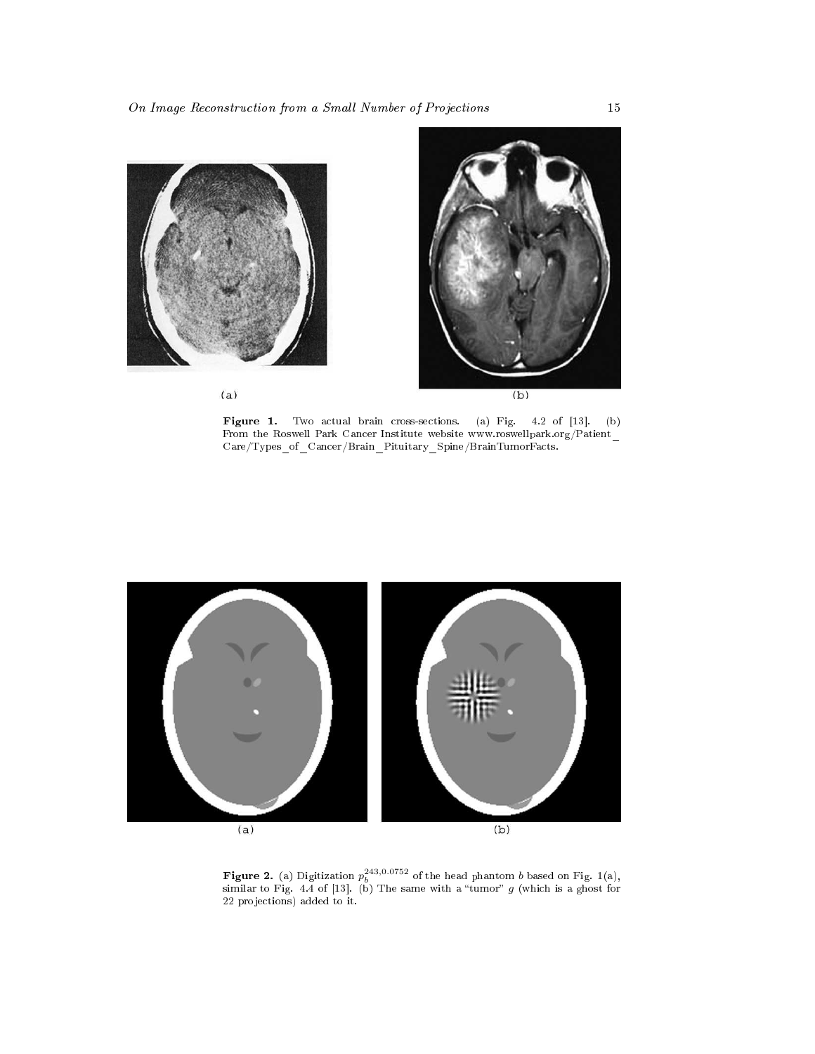(a)

(b)

**Figure 1.** Two actual brain cross-sections. (a) Fig. 4.2 of [13]. (b) From the Roswell Park Cancer Institute website www.roswellpark.org/Patient_Care/Types_of_Cancer/Brain_Pituitary_Spine/BrainTumorFacts.

(a)

(b)

**Figure 2.** (a) Digitization $p_b^{243,0.0752}$ of the head phantom $b$ based on Fig. 1(a), similar to Fig. 4.4 of [13]. (b) The same with a "tumor" $g$ (which is a ghost for 22 projections) added to it.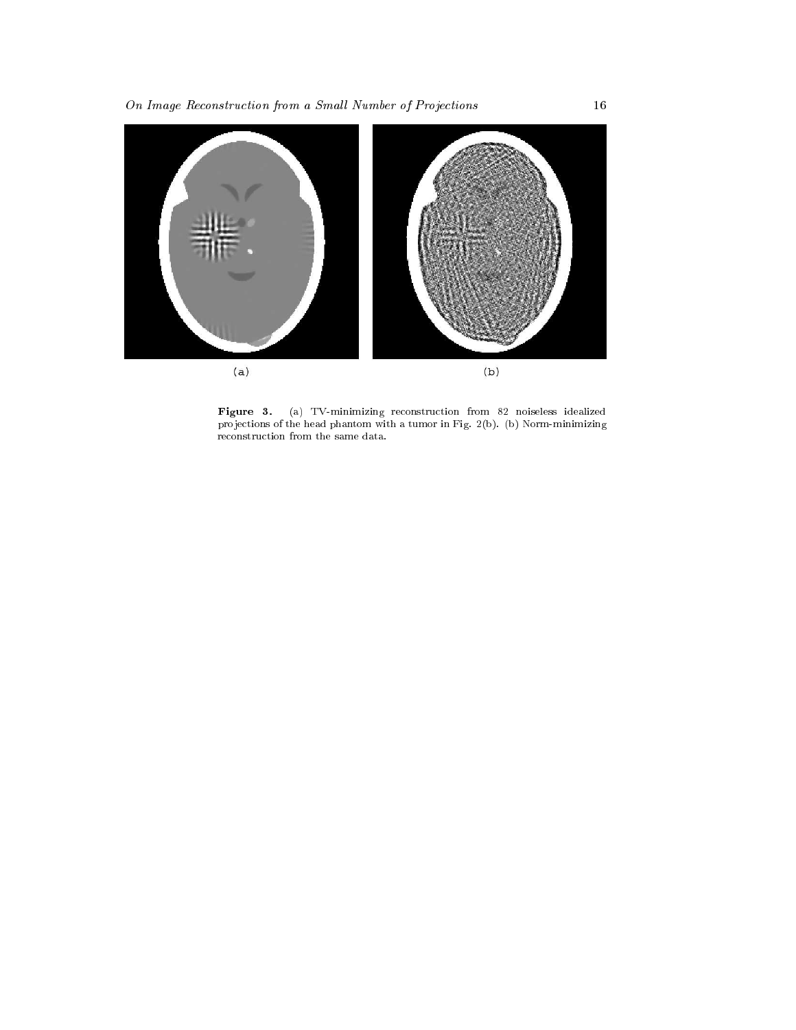(a)

(b)

**Figure 3.** (a) TV-minimizing reconstruction from 82 noiseless idealized projections of the head phantom with a tumor in Fig. 2(b). (b) Norm-minimizing reconstruction from the same data.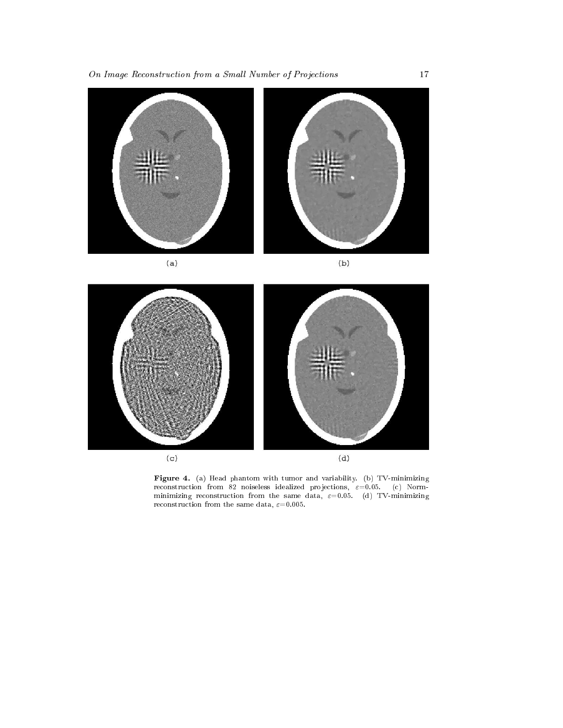(a)

(b)

(c)

(d)

**Figure 4.** (a) Head phantom with tumor and variability. (b) TV-minimizing reconstruction from 82 noiseless idealized projections, $\varepsilon$=0.05. (c) Norm-minimizing reconstruction from the same data, $\varepsilon$=0.05. (d) TV-minimizing reconstruction from the same data, $\varepsilon$=0.005.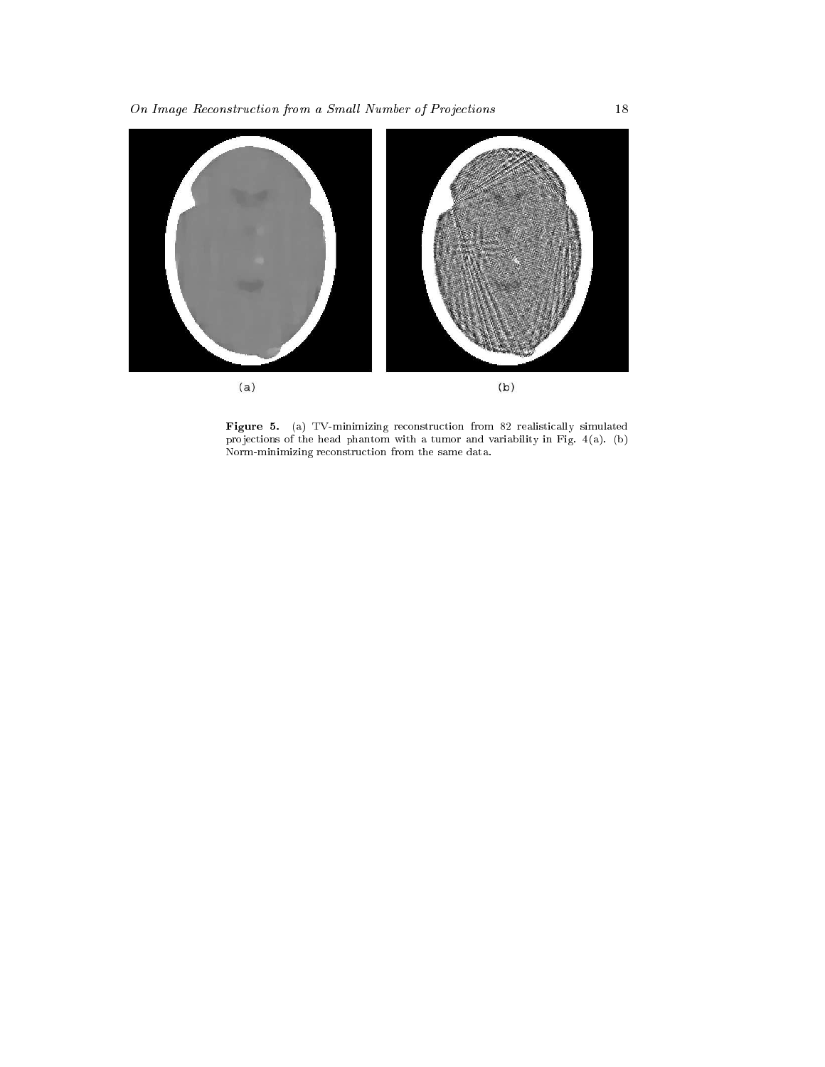(a)

(b)

**Figure 5.** (a) TV-minimizing reconstruction from 82 realistically simulated projections of the head phantom with a tumor and variability in Fig. 4(a). (b) Norm-minimizing reconstruction from the same data.